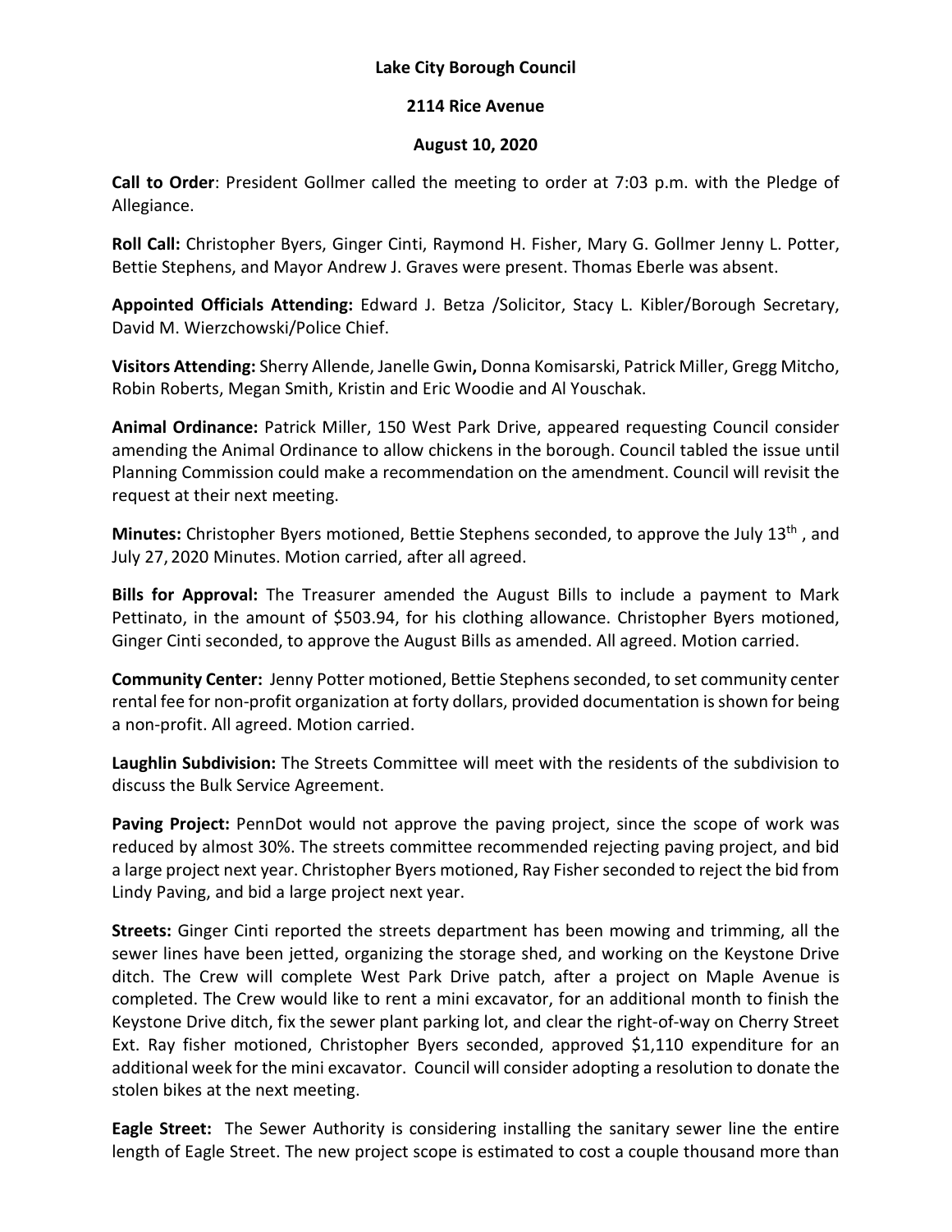**Lake City Borough Council**

**2114 Rice Avenue**

**August 10, 2020**

**Call to Order**: President Gollmer called the meeting to order at 7:03 p.m. with the Pledge of Allegiance.

**Roll Call:** Christopher Byers, Ginger Cinti, Raymond H. Fisher, Mary G. Gollmer Jenny L. Potter, Bettie Stephens, and Mayor Andrew J. Graves were present. Thomas Eberle was absent.

**Appointed Officials Attending:** Edward J. Betza /Solicitor, Stacy L. Kibler/Borough Secretary, David M. Wierzchowski/Police Chief.

**Visitors Attending:** Sherry Allende, Janelle Gwin**,** Donna Komisarski, Patrick Miller, Gregg Mitcho, Robin Roberts, Megan Smith, Kristin and Eric Woodie and Al Youschak.

**Animal Ordinance:** Patrick Miller, 150 West Park Drive, appeared requesting Council consider amending the Animal Ordinance to allow chickens in the borough. Council tabled the issue until Planning Commission could make a recommendation on the amendment. Council will revisit the request at their next meeting.

**Minutes:** Christopher Byers motioned, Bettie Stephens seconded, to approve the July 13th , and July 27, 2020 Minutes. Motion carried, after all agreed.

**Bills for Approval:** The Treasurer amended the August Bills to include a payment to Mark Pettinato, in the amount of $503.94, for his clothing allowance. Christopher Byers motioned, Ginger Cinti seconded, to approve the August Bills as amended. All agreed. Motion carried.

**Community Center:** Jenny Potter motioned, Bettie Stephens seconded, to set community center rental fee for non-profit organization at forty dollars, provided documentation is shown for being a non-profit. All agreed. Motion carried.

**Laughlin Subdivision:** The Streets Committee will meet with the residents of the subdivision to discuss the Bulk Service Agreement.

**Paving Project:** PennDot would not approve the paving project, since the scope of work was reduced by almost 30%. The streets committee recommended rejecting paving project, and bid a large project next year. Christopher Byers motioned, Ray Fisher seconded to reject the bid from Lindy Paving, and bid a large project next year.

**Streets:** Ginger Cinti reported the streets department has been mowing and trimming, all the sewer lines have been jetted, organizing the storage shed, and working on the Keystone Drive ditch. The Crew will complete West Park Drive patch, after a project on Maple Avenue is completed. The Crew would like to rent a mini excavator, for an additional month to finish the Keystone Drive ditch, fix the sewer plant parking lot, and clear the right-of-way on Cherry Street Ext. Ray fisher motioned, Christopher Byers seconded, approved $1,110 expenditure for an additional week for the mini excavator. Council will consider adopting a resolution to donate the stolen bikes at the next meeting.

**Eagle Street:** The Sewer Authority is considering installing the sanitary sewer line the entire length of Eagle Street. The new project scope is estimated to cost a couple thousand more than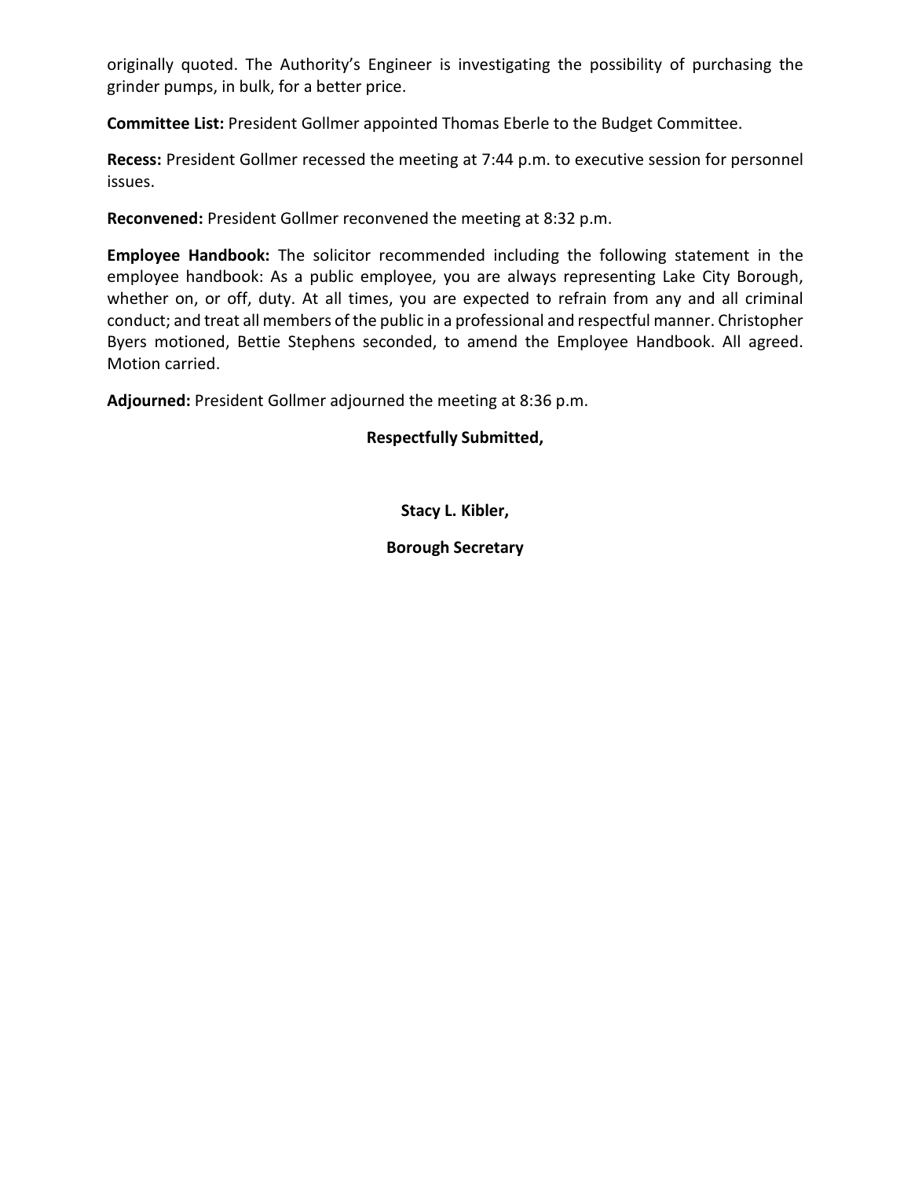originally quoted. The Authority's Engineer is investigating the possibility of purchasing the grinder pumps, in bulk, for a better price.

**Committee List:** President Gollmer appointed Thomas Eberle to the Budget Committee.

**Recess:** President Gollmer recessed the meeting at 7:44 p.m. to executive session for personnel issues.

**Reconvened:** President Gollmer reconvened the meeting at 8:32 p.m.

**Employee Handbook:** The solicitor recommended including the following statement in the employee handbook: As a public employee, you are always representing Lake City Borough, whether on, or off, duty. At all times, you are expected to refrain from any and all criminal conduct; and treat all members of the public in a professional and respectful manner. Christopher Byers motioned, Bettie Stephens seconded, to amend the Employee Handbook. All agreed. Motion carried.

**Adjourned:** President Gollmer adjourned the meeting at 8:36 p.m.

**Respectfully Submitted,**

**Stacy L. Kibler,**

**Borough Secretary**